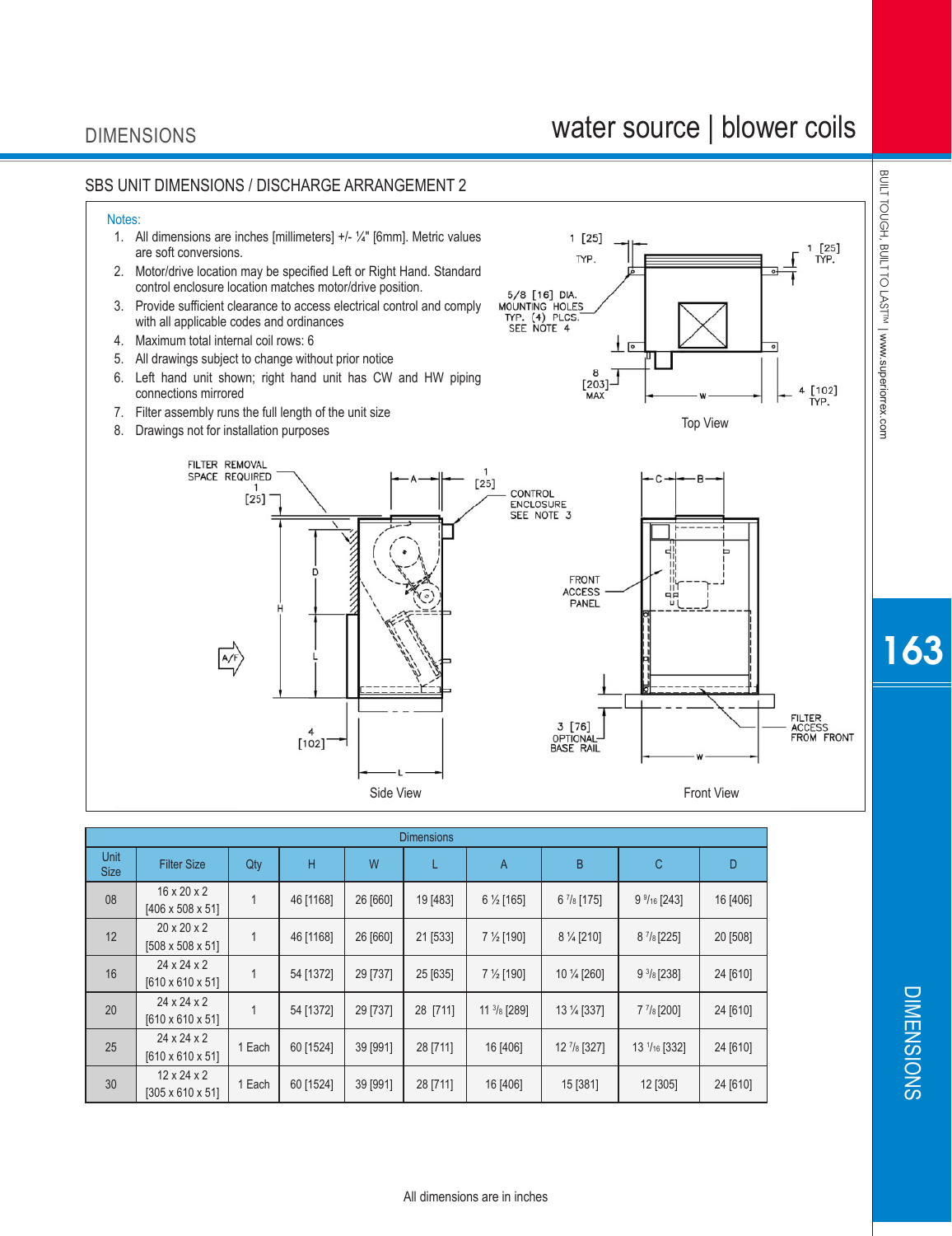# DIMENSIONS

## water source | blower coils

### SBS UNIT DIMENSIONS / DISCHARGE ARRANGEMENT 2

Notes:

1. All dimensions are inches [millimeters] +/- ¼" [6mm]. Metric values are soft conversions.
2. Motor/drive location may be specified Left or Right Hand. Standard control enclosure location matches motor/drive position.
3. Provide sufficient clearance to access electrical control and comply with all applicable codes and ordinances
4. Maximum total internal coil rows: 6
5. All drawings subject to change without prior notice
6. Left hand unit shown; right hand unit has CW and HW piping connections mirrored
7. Filter assembly runs the full length of the unit size
8. Drawings not for installation purposes

1 [25] TYP.

5/8 [16] DIA. MOUNTING HOLES TYP. (4) PLCS. SEE NOTE 4

8 [203] MAX

4 [102] TYP.

Top View

FILTER REMOVAL SPACE REQUIRED 1 [25]

CONTROL ENCLOSURE SEE NOTE 3

FRONT ACCESS PANEL

4 [102]

3 [76] OPTIONAL BASE RAIL

FILTER ACCESS FROM FRONT

Side View

Front View

| Dimensions | | | | | | | | | |
|---|---|---|---|---|---|---|---|---|---|
| Unit Size | Filter Size | Qty | H | W | L | A | B | C | D |
| 08 | 16 x 20 x 2 [406 x 508 x 51] | 1 | 46 [1168] | 26 [660] | 19 [483] | 6 ½ [165] | 6 7/8 [175] | 9 9/16 [243] | 16 [406] |
| 12 | 20 x 20 x 2 [508 x 508 x 51] | 1 | 46 [1168] | 26 [660] | 21 [533] | 7 ½ [190] | 8 ¼ [210] | 8 7/8 [225] | 20 [508] |
| 16 | 24 x 24 x 2 [610 x 610 x 51] | 1 | 54 [1372] | 29 [737] | 25 [635] | 7 ½ [190] | 10 ¼ [260] | 9 3/8 [238] | 24 [610] |
| 20 | 24 x 24 x 2 [610 x 610 x 51] | 1 | 54 [1372] | 29 [737] | 28 [711] | 11 3/8 [289] | 13 ¼ [337] | 7 7/8 [200] | 24 [610] |
| 25 | 24 x 24 x 2 [610 x 610 x 51] | 1 Each | 60 [1524] | 39 [991] | 28 [711] | 16 [406] | 12 7/8 [327] | 13 1/16 [332] | 24 [610] |
| 30 | 12 x 24 x 2 [305 x 610 x 51] | 1 Each | 60 [1524] | 39 [991] | 28 [711] | 16 [406] | 15 [381] | 12 [305] | 24 [610] |

All dimensions are in inches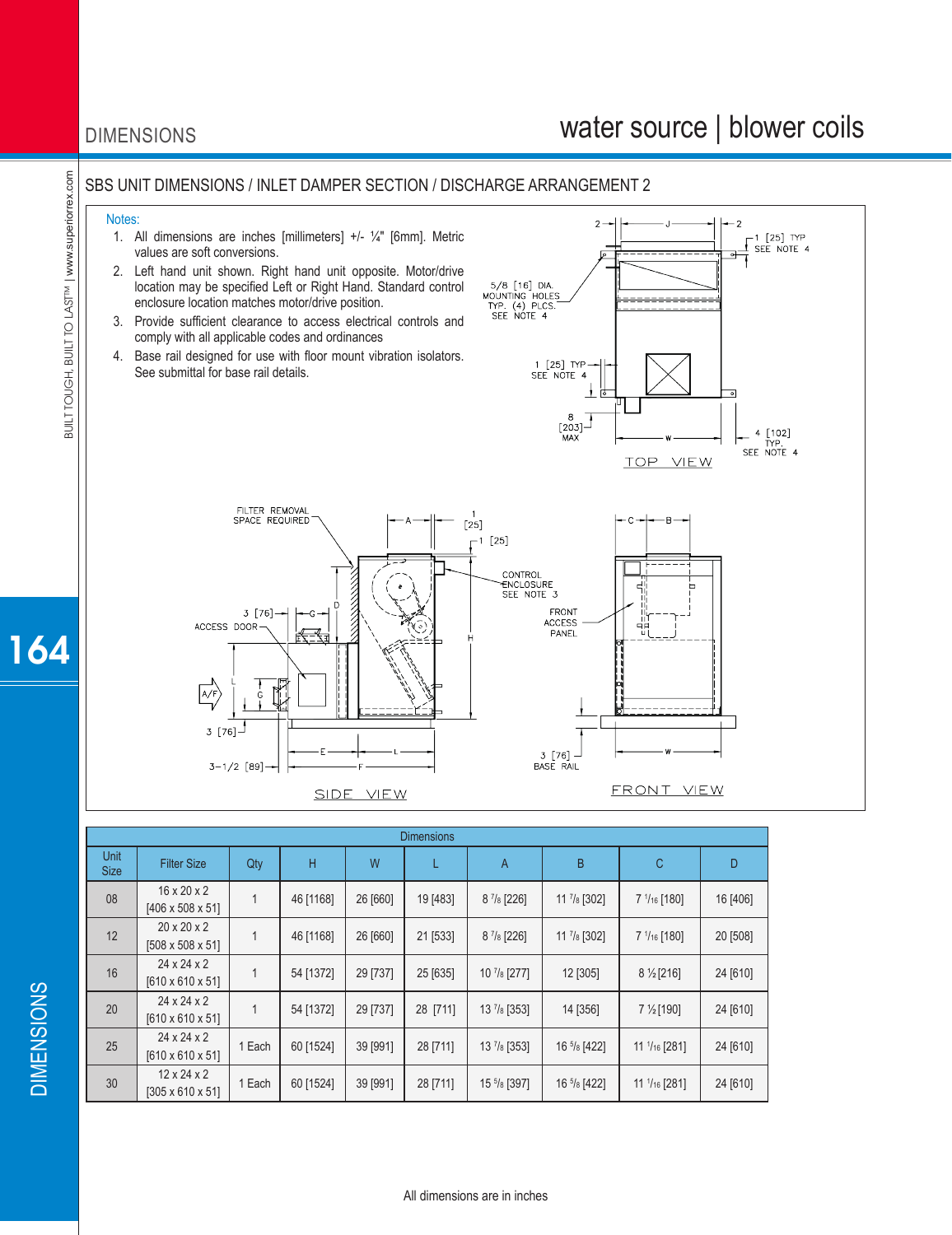## SBS UNIT DIMENSIONS / INLET DAMPER SECTION / DISCHARGE ARRANGEMENT 2

Notes:

1. All dimensions are inches [millimeters] +/- ¼" [6mm]. Metric values are soft conversions.
2. Left hand unit shown. Right hand unit opposite. Motor/drive location may be specified Left or Right Hand. Standard control enclosure location matches motor/drive position.
3. Provide sufficient clearance to access electrical controls and comply with all applicable codes and ordinances
4. Base rail designed for use with floor mount vibration isolators. See submittal for base rail details.

TOP VIEW

SIDE VIEW

FRONT VIEW

| Dimensions | | | | | | | | | |
|---|---|---|---|---|---|---|---|---|---|
| Unit Size | Filter Size | Qty | H | W | L | A | B | C | D |
| 08 | 16 x 20 x 2 [406 x 508 x 51] | 1 | 46 [1168] | 26 [660] | 19 [483] | 8 7/8 [226] | 11 7/8 [302] | 7 1/16 [180] | 16 [406] |
| 12 | 20 x 20 x 2 [508 x 508 x 51] | 1 | 46 [1168] | 26 [660] | 21 [533] | 8 7/8 [226] | 11 7/8 [302] | 7 1/16 [180] | 20 [508] |
| 16 | 24 x 24 x 2 [610 x 610 x 51] | 1 | 54 [1372] | 29 [737] | 25 [635] | 10 7/8 [277] | 12 [305] | 8 ½ [216] | 24 [610] |
| 20 | 24 x 24 x 2 [610 x 610 x 51] | 1 | 54 [1372] | 29 [737] | 28 [711] | 13 7/8 [353] | 14 [356] | 7 ½ [190] | 24 [610] |
| 25 | 24 x 24 x 2 [610 x 610 x 51] | 1 Each | 60 [1524] | 39 [991] | 28 [711] | 13 7/8 [353] | 16 5/8 [422] | 11 1/16 [281] | 24 [610] |
| 30 | 12 x 24 x 2 [305 x 610 x 51] | 1 Each | 60 [1524] | 39 [991] | 28 [711] | 15 5/8 [397] | 16 5/8 [422] | 11 1/16 [281] | 24 [610] |

All dimensions are in inches